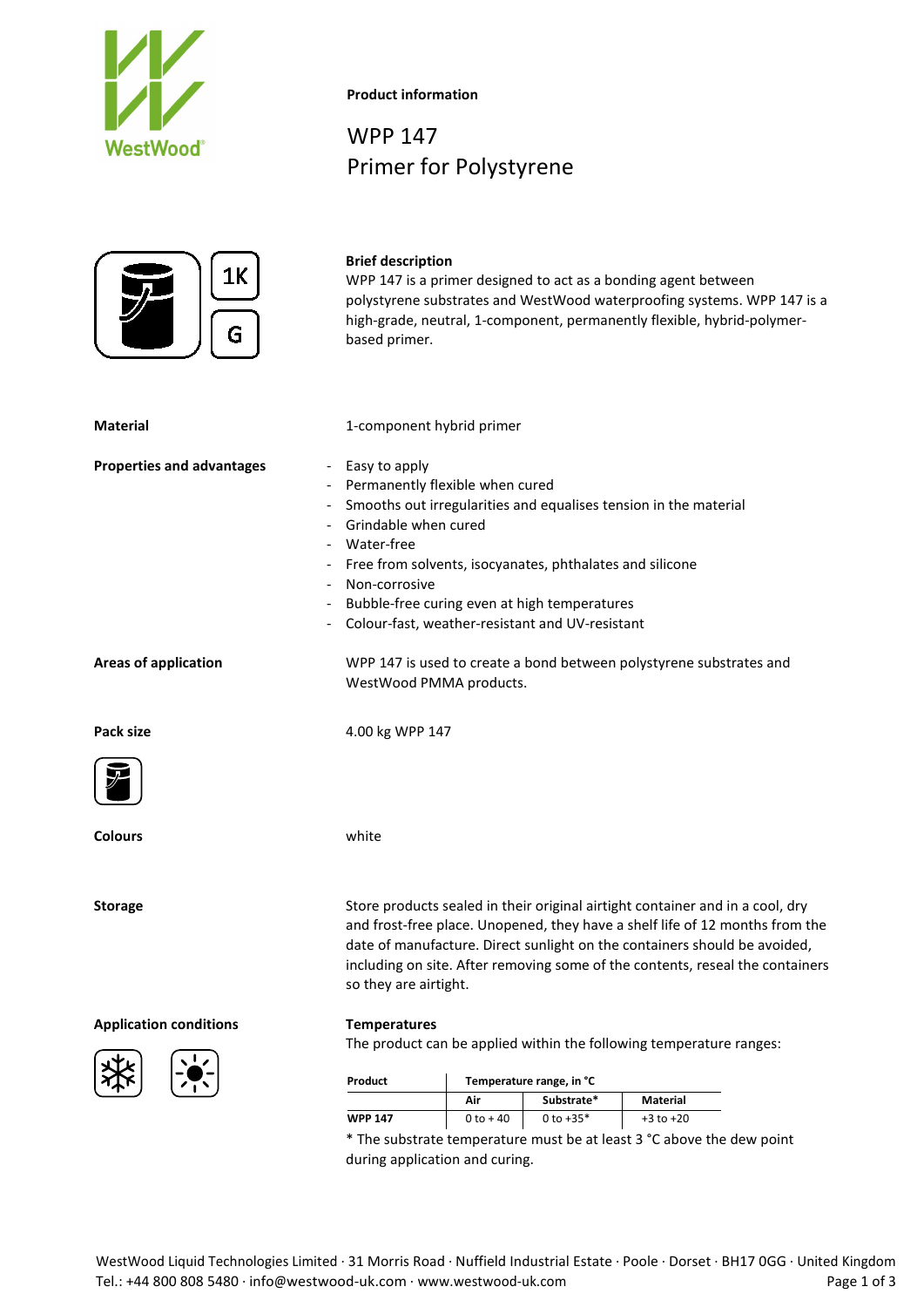**Product information**

# WPP 147
## Primer for Polystyrene

1K

G

**Brief description**

WPP 147 is a primer designed to act as a bonding agent between polystyrene substrates and WestWood waterproofing systems. WPP 147 is a high-grade, neutral, 1-component, permanently flexible, hybrid-polymer-based primer.

**Material**

1-component hybrid primer

**Properties and advantages**

- Easy to apply
- Permanently flexible when cured
- Smooths out irregularities and equalises tension in the material
- Grindable when cured
- Water-free
- Free from solvents, isocyanates, phthalates and silicone
- Non-corrosive
- Bubble-free curing even at high temperatures
- Colour-fast, weather-resistant and UV-resistant

**Areas of application**

WPP 147 is used to create a bond between polystyrene substrates and WestWood PMMA products.

**Pack size**

4.00 kg WPP 147

**Colours**

white

**Storage**

Store products sealed in their original airtight container and in a cool, dry and frost-free place. Unopened, they have a shelf life of 12 months from the date of manufacture. Direct sunlight on the containers should be avoided, including on site. After removing some of the contents, reseal the containers so they are airtight.

**Application conditions**

**Temperatures**

The product can be applied within the following temperature ranges:

| Product | Temperature range, in °C | | |
|---|---|---|---|
| | Air | Substrate* | Material |
| WPP 147 | 0 to + 40 | 0 to +35* | +3 to +20 |

* The substrate temperature must be at least 3 °C above the dew point during application and curing.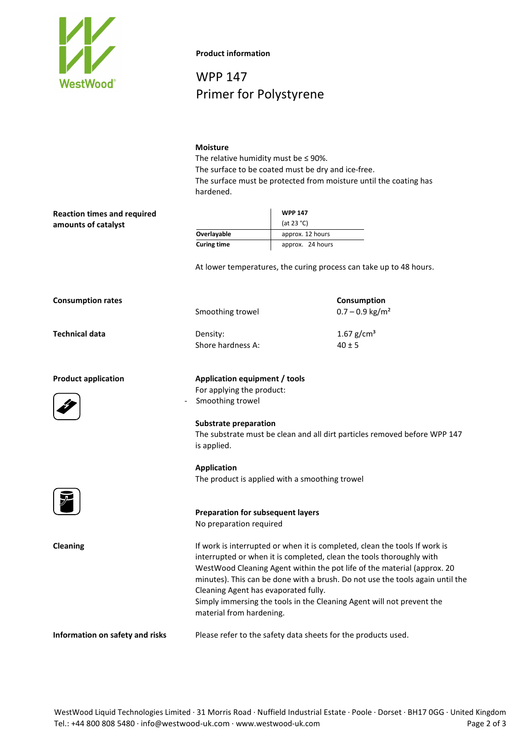**Product information**

# WPP 147
# Primer for Polystyrene

**Moisture**

The relative humidity must be ≤ 90%.
The surface to be coated must be dry and ice-free.
The surface must be protected from moisture until the coating has hardened.

**Reaction times and required amounts of catalyst**

| | **WPP 147** (at 23 °C) |
|---|---|
| **Overlayable** | approx. 12 hours |
| **Curing time** | approx. 24 hours |

At lower temperatures, the curing process can take up to 48 hours.

**Consumption rates**

| | **Consumption** |
|---|---|
| Smoothing trowel | 0.7 – 0.9 kg/m² |

**Technical data**

| | |
|---|---|
| Density: | 1.67 g/cm³ |
| Shore hardness A: | 40 ± 5 |

**Product application**

**Application equipment / tools**

For applying the product:

- Smoothing trowel

**Substrate preparation**

The substrate must be clean and all dirt particles removed before WPP 147 is applied.

**Application**

The product is applied with a smoothing trowel

**Preparation for subsequent layers**

No preparation required

**Cleaning**

If work is interrupted or when it is completed, clean the tools If work is interrupted or when it is completed, clean the tools thoroughly with WestWood Cleaning Agent within the pot life of the material (approx. 20 minutes). This can be done with a brush. Do not use the tools again until the Cleaning Agent has evaporated fully.
Simply immersing the tools in the Cleaning Agent will not prevent the material from hardening.

**Information on safety and risks**

Please refer to the safety data sheets for the products used.

WestWood Liquid Technologies Limited · 31 Morris Road · Nuffield Industrial Estate · Poole · Dorset · BH17 0GG · United Kingdom
Tel.: +44 800 808 5480 · info@westwood-uk.com · www.westwood-uk.com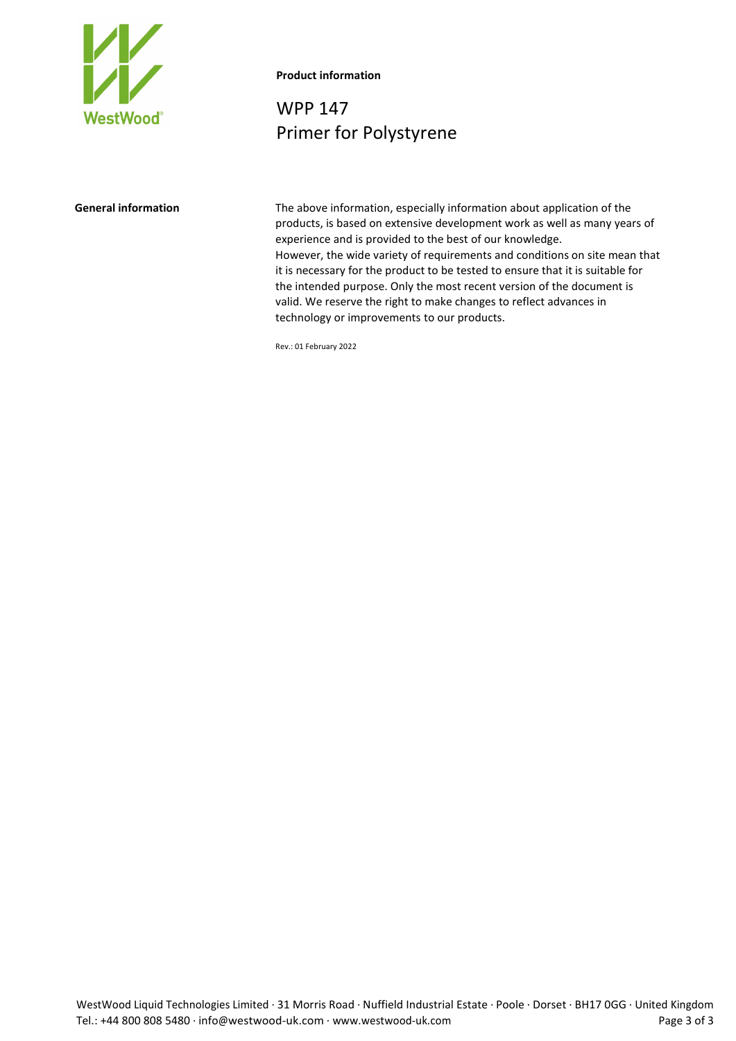**Product information**

# WPP 147
# Primer for Polystyrene

**General information**

The above information, especially information about application of the products, is based on extensive development work as well as many years of experience and is provided to the best of our knowledge.
However, the wide variety of requirements and conditions on site mean that it is necessary for the product to be tested to ensure that it is suitable for the intended purpose. Only the most recent version of the document is valid. We reserve the right to make changes to reflect advances in technology or improvements to our products.

Rev.: 01 February 2022

WestWood Liquid Technologies Limited · 31 Morris Road · Nuffield Industrial Estate · Poole · Dorset · BH17 0GG · United Kingdom
Tel.: +44 800 808 5480 · info@westwood-uk.com · www.westwood-uk.com